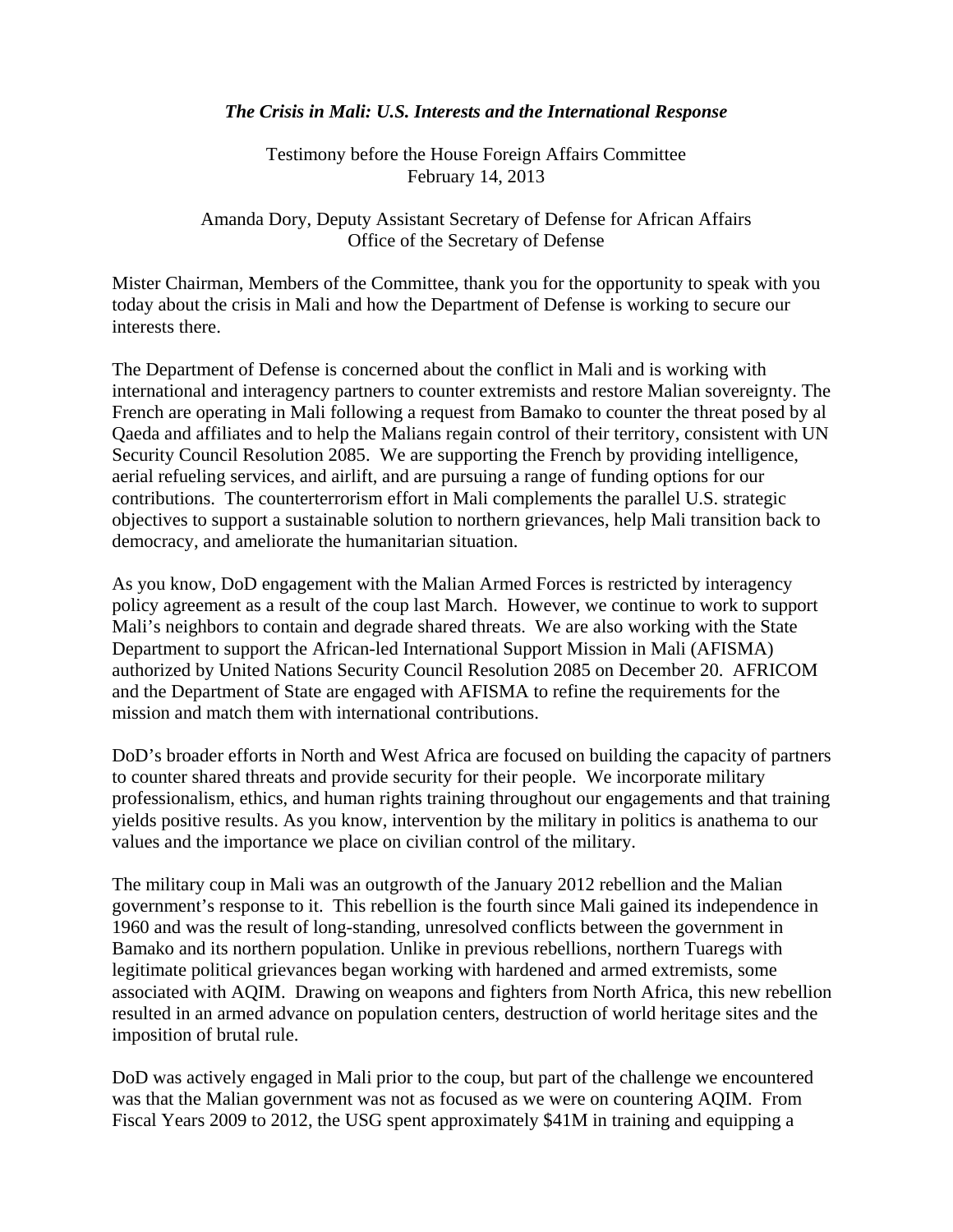# *The Crisis in Mali: U.S. Interests and the International Response*

Testimony before the House Foreign Affairs Committee
February 14, 2013

Amanda Dory, Deputy Assistant Secretary of Defense for African Affairs
Office of the Secretary of Defense

Mister Chairman, Members of the Committee, thank you for the opportunity to speak with you today about the crisis in Mali and how the Department of Defense is working to secure our interests there.

The Department of Defense is concerned about the conflict in Mali and is working with international and interagency partners to counter extremists and restore Malian sovereignty. The French are operating in Mali following a request from Bamako to counter the threat posed by al Qaeda and affiliates and to help the Malians regain control of their territory, consistent with UN Security Council Resolution 2085. We are supporting the French by providing intelligence, aerial refueling services, and airlift, and are pursuing a range of funding options for our contributions. The counterterrorism effort in Mali complements the parallel U.S. strategic objectives to support a sustainable solution to northern grievances, help Mali transition back to democracy, and ameliorate the humanitarian situation.

As you know, DoD engagement with the Malian Armed Forces is restricted by interagency policy agreement as a result of the coup last March. However, we continue to work to support Mali's neighbors to contain and degrade shared threats. We are also working with the State Department to support the African-led International Support Mission in Mali (AFISMA) authorized by United Nations Security Council Resolution 2085 on December 20. AFRICOM and the Department of State are engaged with AFISMA to refine the requirements for the mission and match them with international contributions.

DoD's broader efforts in North and West Africa are focused on building the capacity of partners to counter shared threats and provide security for their people. We incorporate military professionalism, ethics, and human rights training throughout our engagements and that training yields positive results. As you know, intervention by the military in politics is anathema to our values and the importance we place on civilian control of the military.

The military coup in Mali was an outgrowth of the January 2012 rebellion and the Malian government's response to it. This rebellion is the fourth since Mali gained its independence in 1960 and was the result of long-standing, unresolved conflicts between the government in Bamako and its northern population. Unlike in previous rebellions, northern Tuaregs with legitimate political grievances began working with hardened and armed extremists, some associated with AQIM. Drawing on weapons and fighters from North Africa, this new rebellion resulted in an armed advance on population centers, destruction of world heritage sites and the imposition of brutal rule.

DoD was actively engaged in Mali prior to the coup, but part of the challenge we encountered was that the Malian government was not as focused as we were on countering AQIM. From Fiscal Years 2009 to 2012, the USG spent approximately $41M in training and equipping a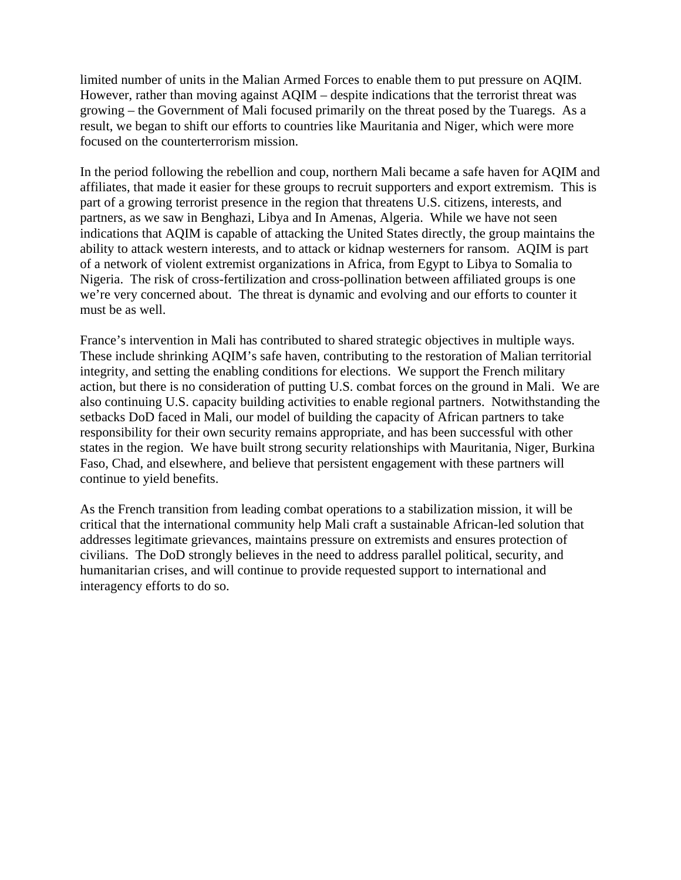limited number of units in the Malian Armed Forces to enable them to put pressure on AQIM. However, rather than moving against AQIM – despite indications that the terrorist threat was growing – the Government of Mali focused primarily on the threat posed by the Tuaregs. As a result, we began to shift our efforts to countries like Mauritania and Niger, which were more focused on the counterterrorism mission.

In the period following the rebellion and coup, northern Mali became a safe haven for AQIM and affiliates, that made it easier for these groups to recruit supporters and export extremism. This is part of a growing terrorist presence in the region that threatens U.S. citizens, interests, and partners, as we saw in Benghazi, Libya and In Amenas, Algeria. While we have not seen indications that AQIM is capable of attacking the United States directly, the group maintains the ability to attack western interests, and to attack or kidnap westerners for ransom. AQIM is part of a network of violent extremist organizations in Africa, from Egypt to Libya to Somalia to Nigeria. The risk of cross-fertilization and cross-pollination between affiliated groups is one we're very concerned about. The threat is dynamic and evolving and our efforts to counter it must be as well.

France's intervention in Mali has contributed to shared strategic objectives in multiple ways. These include shrinking AQIM's safe haven, contributing to the restoration of Malian territorial integrity, and setting the enabling conditions for elections. We support the French military action, but there is no consideration of putting U.S. combat forces on the ground in Mali. We are also continuing U.S. capacity building activities to enable regional partners. Notwithstanding the setbacks DoD faced in Mali, our model of building the capacity of African partners to take responsibility for their own security remains appropriate, and has been successful with other states in the region. We have built strong security relationships with Mauritania, Niger, Burkina Faso, Chad, and elsewhere, and believe that persistent engagement with these partners will continue to yield benefits.

As the French transition from leading combat operations to a stabilization mission, it will be critical that the international community help Mali craft a sustainable African-led solution that addresses legitimate grievances, maintains pressure on extremists and ensures protection of civilians. The DoD strongly believes in the need to address parallel political, security, and humanitarian crises, and will continue to provide requested support to international and interagency efforts to do so.